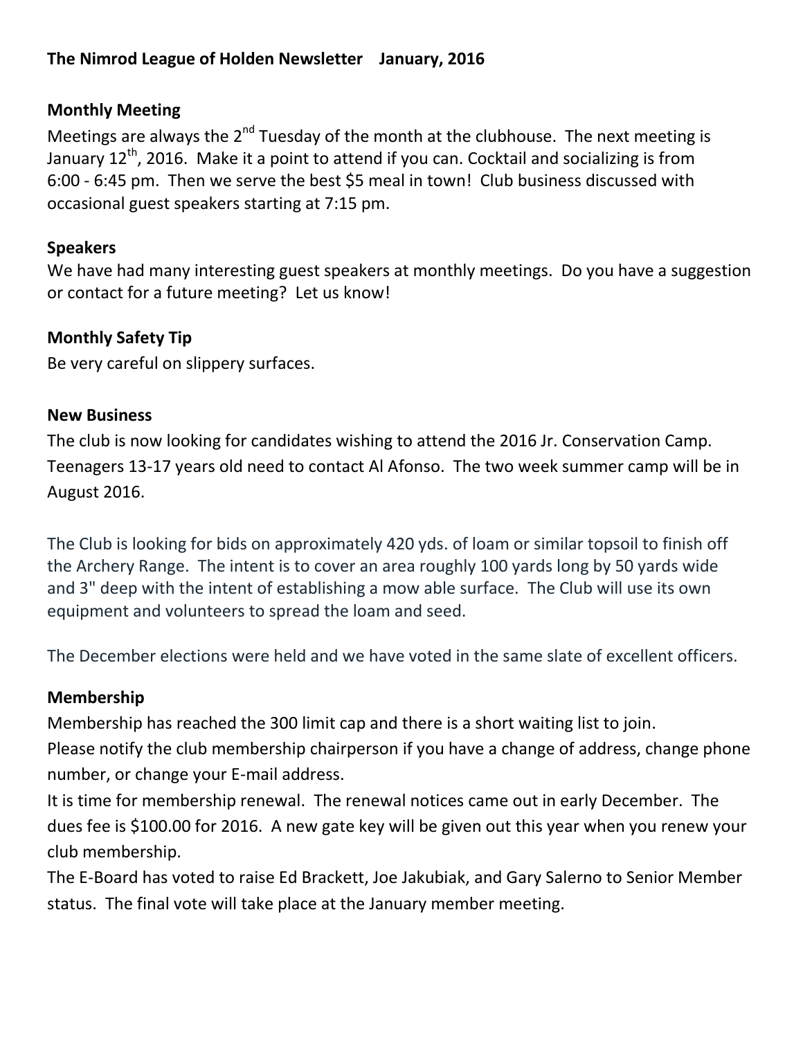# The Nimrod League of Holden Newsletter    January, 2016

## Monthly Meeting

Meetings are always the 2nd Tuesday of the month at the clubhouse. The next meeting is January 12th, 2016. Make it a point to attend if you can. Cocktail and socializing is from 6:00 - 6:45 pm. Then we serve the best $5 meal in town! Club business discussed with occasional guest speakers starting at 7:15 pm.

## Speakers

We have had many interesting guest speakers at monthly meetings. Do you have a suggestion or contact for a future meeting? Let us know!

## Monthly Safety Tip

Be very careful on slippery surfaces.

## New Business

The club is now looking for candidates wishing to attend the 2016 Jr. Conservation Camp. Teenagers 13-17 years old need to contact Al Afonso. The two week summer camp will be in August 2016.

The Club is looking for bids on approximately 420 yds. of loam or similar topsoil to finish off the Archery Range. The intent is to cover an area roughly 100 yards long by 50 yards wide and 3" deep with the intent of establishing a mow able surface. The Club will use its own equipment and volunteers to spread the loam and seed.

The December elections were held and we have voted in the same slate of excellent officers.

## Membership

Membership has reached the 300 limit cap and there is a short waiting list to join.

Please notify the club membership chairperson if you have a change of address, change phone number, or change your E-mail address.

It is time for membership renewal. The renewal notices came out in early December. The dues fee is $100.00 for 2016. A new gate key will be given out this year when you renew your club membership.

The E-Board has voted to raise Ed Brackett, Joe Jakubiak, and Gary Salerno to Senior Member status. The final vote will take place at the January member meeting.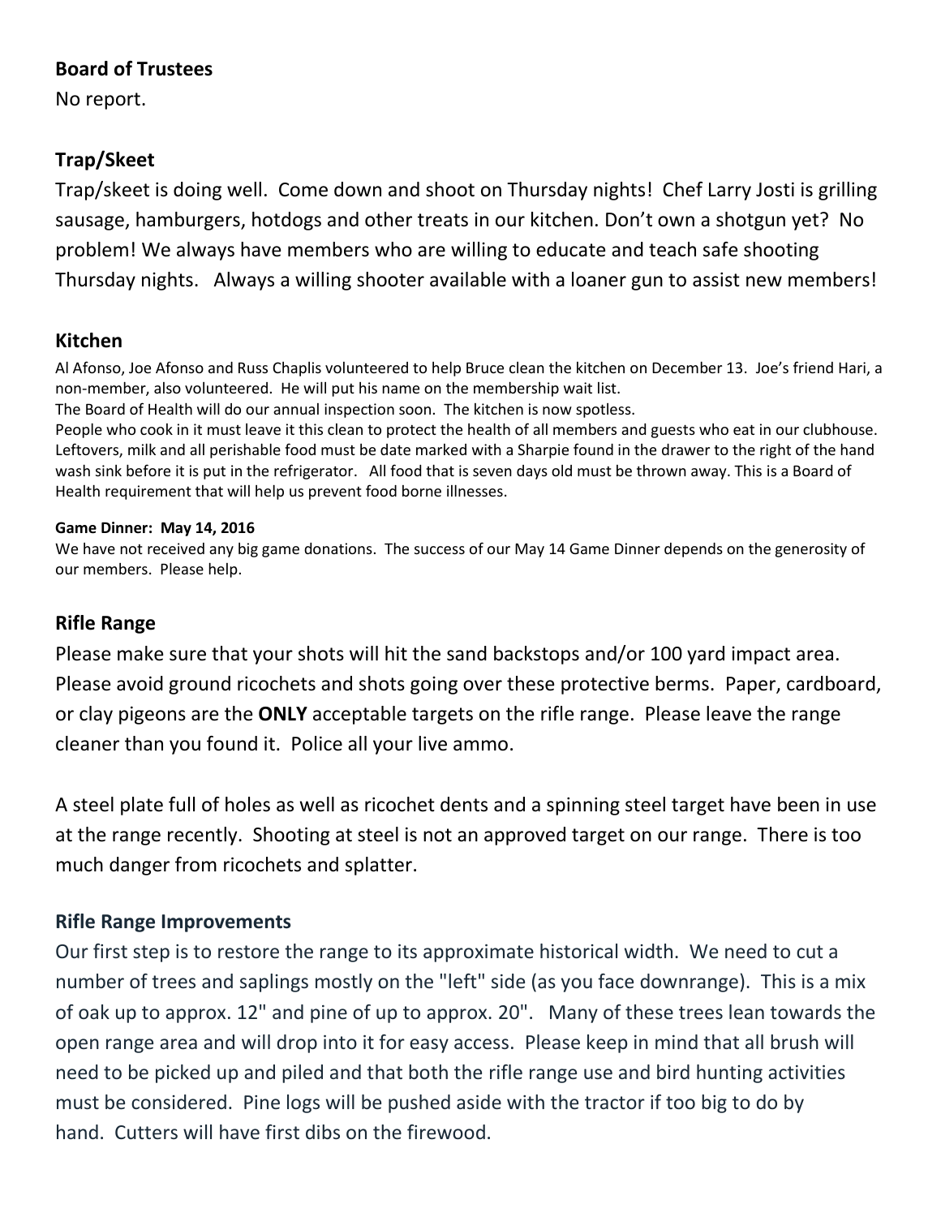## Board of Trustees

No report.

## Trap/Skeet

Trap/skeet is doing well. Come down and shoot on Thursday nights! Chef Larry Josti is grilling sausage, hamburgers, hotdogs and other treats in our kitchen. Don't own a shotgun yet? No problem! We always have members who are willing to educate and teach safe shooting Thursday nights. Always a willing shooter available with a loaner gun to assist new members!

## Kitchen

Al Afonso, Joe Afonso and Russ Chaplis volunteered to help Bruce clean the kitchen on December 13. Joe's friend Hari, a non-member, also volunteered. He will put his name on the membership wait list.

The Board of Health will do our annual inspection soon. The kitchen is now spotless.

People who cook in it must leave it this clean to protect the health of all members and guests who eat in our clubhouse. Leftovers, milk and all perishable food must be date marked with a Sharpie found in the drawer to the right of the hand wash sink before it is put in the refrigerator. All food that is seven days old must be thrown away. This is a Board of Health requirement that will help us prevent food borne illnesses.

### Game Dinner: May 14, 2016

We have not received any big game donations. The success of our May 14 Game Dinner depends on the generosity of our members. Please help.

## Rifle Range

Please make sure that your shots will hit the sand backstops and/or 100 yard impact area. Please avoid ground ricochets and shots going over these protective berms. Paper, cardboard, or clay pigeons are the **ONLY** acceptable targets on the rifle range. Please leave the range cleaner than you found it. Police all your live ammo.

A steel plate full of holes as well as ricochet dents and a spinning steel target have been in use at the range recently. Shooting at steel is not an approved target on our range. There is too much danger from ricochets and splatter.

## Rifle Range Improvements

Our first step is to restore the range to its approximate historical width. We need to cut a number of trees and saplings mostly on the "left" side (as you face downrange). This is a mix of oak up to approx. 12" and pine of up to approx. 20". Many of these trees lean towards the open range area and will drop into it for easy access. Please keep in mind that all brush will need to be picked up and piled and that both the rifle range use and bird hunting activities must be considered. Pine logs will be pushed aside with the tractor if too big to do by hand. Cutters will have first dibs on the firewood.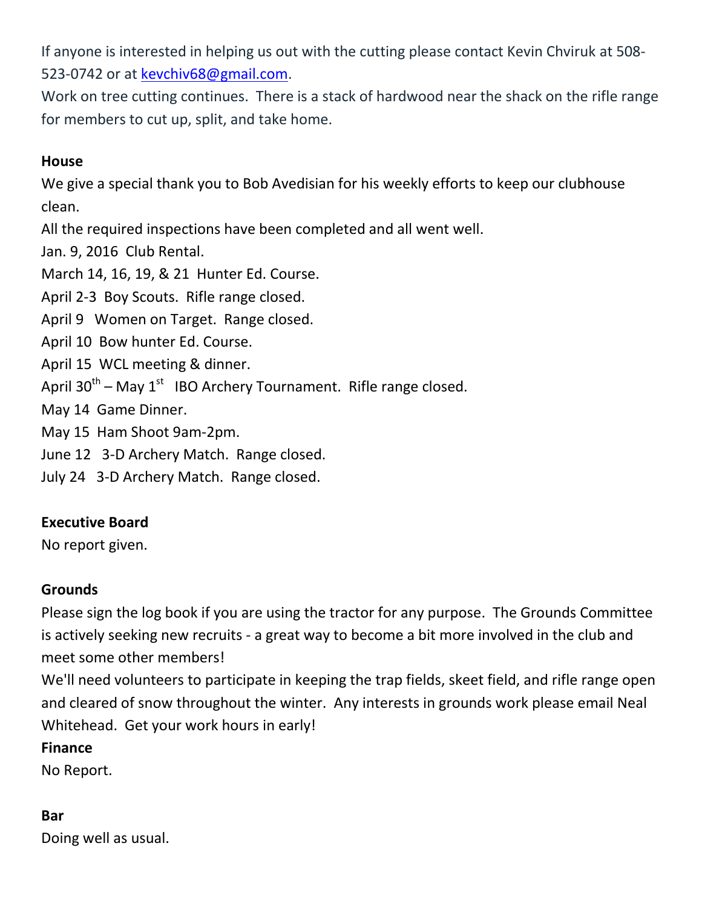If anyone is interested in helping us out with the cutting please contact Kevin Chviruk at 508-523-0742 or at kevchiv68@gmail.com.

Work on tree cutting continues. There is a stack of hardwood near the shack on the rifle range for members to cut up, split, and take home.

**House**

We give a special thank you to Bob Avedisian for his weekly efforts to keep our clubhouse clean.

All the required inspections have been completed and all went well.

Jan. 9, 2016 Club Rental.

March 14, 16, 19, & 21 Hunter Ed. Course.

April 2-3 Boy Scouts. Rifle range closed.

April 9 Women on Target. Range closed.

April 10 Bow hunter Ed. Course.

April 15 WCL meeting & dinner.

April 30th – May 1st IBO Archery Tournament. Rifle range closed.

May 14 Game Dinner.

May 15 Ham Shoot 9am-2pm.

June 12 3-D Archery Match. Range closed.

July 24 3-D Archery Match. Range closed.

**Executive Board**

No report given.

**Grounds**

Please sign the log book if you are using the tractor for any purpose. The Grounds Committee is actively seeking new recruits - a great way to become a bit more involved in the club and meet some other members!

We'll need volunteers to participate in keeping the trap fields, skeet field, and rifle range open and cleared of snow throughout the winter. Any interests in grounds work please email Neal Whitehead. Get your work hours in early!

**Finance**

No Report.

**Bar**

Doing well as usual.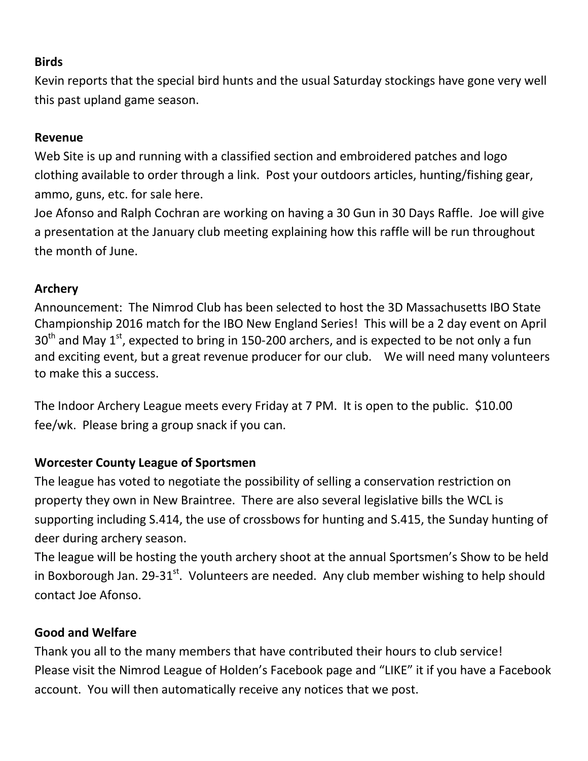**Birds**

Kevin reports that the special bird hunts and the usual Saturday stockings have gone very well this past upland game season.

**Revenue**

Web Site is up and running with a classified section and embroidered patches and logo clothing available to order through a link. Post your outdoors articles, hunting/fishing gear, ammo, guns, etc. for sale here.

Joe Afonso and Ralph Cochran are working on having a 30 Gun in 30 Days Raffle. Joe will give a presentation at the January club meeting explaining how this raffle will be run throughout the month of June.

**Archery**

Announcement: The Nimrod Club has been selected to host the 3D Massachusetts IBO State Championship 2016 match for the IBO New England Series! This will be a 2 day event on April 30th and May 1st, expected to bring in 150-200 archers, and is expected to be not only a fun and exciting event, but a great revenue producer for our club. We will need many volunteers to make this a success.

The Indoor Archery League meets every Friday at 7 PM. It is open to the public. $10.00 fee/wk. Please bring a group snack if you can.

**Worcester County League of Sportsmen**

The league has voted to negotiate the possibility of selling a conservation restriction on property they own in New Braintree. There are also several legislative bills the WCL is supporting including S.414, the use of crossbows for hunting and S.415, the Sunday hunting of deer during archery season.

The league will be hosting the youth archery shoot at the annual Sportsmen's Show to be held in Boxborough Jan. 29-31st. Volunteers are needed. Any club member wishing to help should contact Joe Afonso.

**Good and Welfare**

Thank you all to the many members that have contributed their hours to club service!

Please visit the Nimrod League of Holden's Facebook page and "LIKE" it if you have a Facebook account. You will then automatically receive any notices that we post.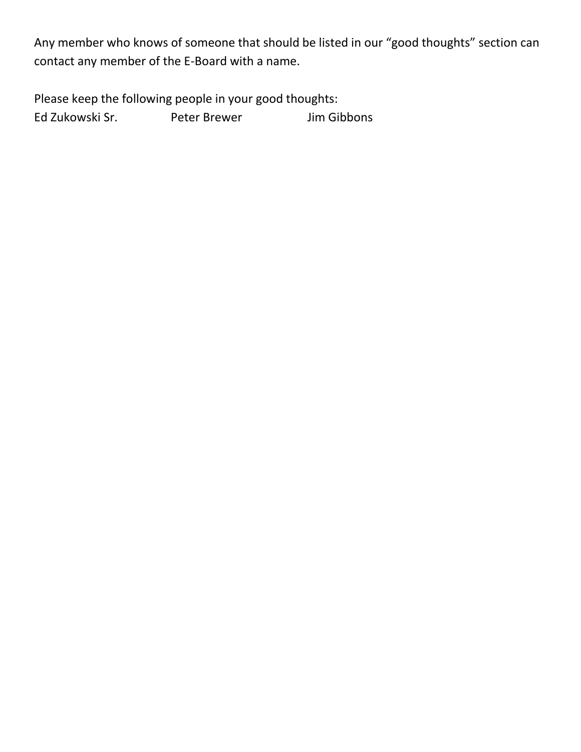Any member who knows of someone that should be listed in our "good thoughts" section can contact any member of the E-Board with a name.

Please keep the following people in your good thoughts:

| | | |
|---|---|---|
| Ed Zukowski Sr. | Peter Brewer | Jim Gibbons |